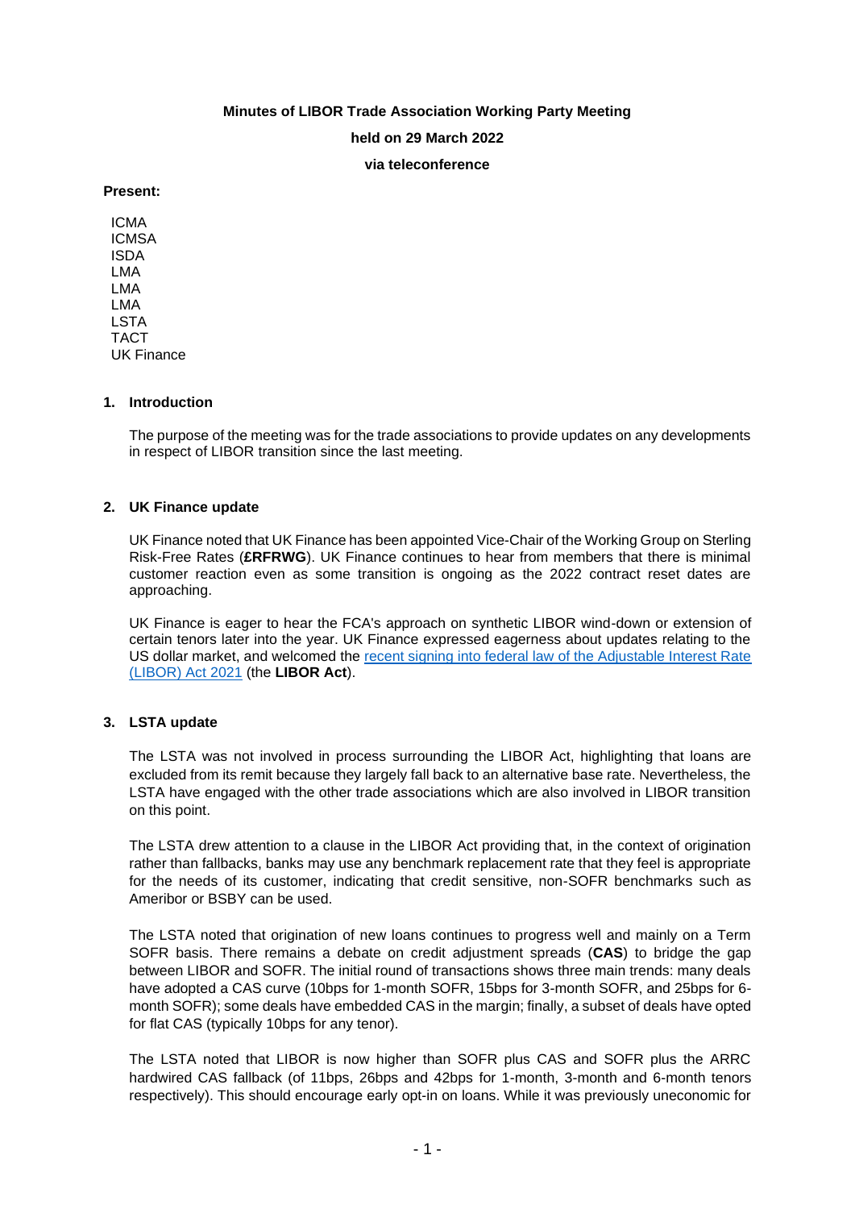**Minutes of LIBOR Trade Association Working Party Meeting**

**held on 29 March 2022**

**via teleconference**

**Present:**

ICMA
ICMSA
ISDA
LMA
LMA
LMA
LSTA
TACT
UK Finance

## 1. Introduction

The purpose of the meeting was for the trade associations to provide updates on any developments in respect of LIBOR transition since the last meeting.

## 2. UK Finance update

UK Finance noted that UK Finance has been appointed Vice-Chair of the Working Group on Sterling Risk-Free Rates (**£RFRWG**). UK Finance continues to hear from members that there is minimal customer reaction even as some transition is ongoing as the 2022 contract reset dates are approaching.

UK Finance is eager to hear the FCA's approach on synthetic LIBOR wind-down or extension of certain tenors later into the year. UK Finance expressed eagerness about updates relating to the US dollar market, and welcomed the recent signing into federal law of the Adjustable Interest Rate (LIBOR) Act 2021 (the **LIBOR Act**).

## 3. LSTA update

The LSTA was not involved in process surrounding the LIBOR Act, highlighting that loans are excluded from its remit because they largely fall back to an alternative base rate. Nevertheless, the LSTA have engaged with the other trade associations which are also involved in LIBOR transition on this point.

The LSTA drew attention to a clause in the LIBOR Act providing that, in the context of origination rather than fallbacks, banks may use any benchmark replacement rate that they feel is appropriate for the needs of its customer, indicating that credit sensitive, non-SOFR benchmarks such as Ameribor or BSBY can be used.

The LSTA noted that origination of new loans continues to progress well and mainly on a Term SOFR basis. There remains a debate on credit adjustment spreads (**CAS**) to bridge the gap between LIBOR and SOFR. The initial round of transactions shows three main trends: many deals have adopted a CAS curve (10bps for 1-month SOFR, 15bps for 3-month SOFR, and 25bps for 6-month SOFR); some deals have embedded CAS in the margin; finally, a subset of deals have opted for flat CAS (typically 10bps for any tenor).

The LSTA noted that LIBOR is now higher than SOFR plus CAS and SOFR plus the ARRC hardwired CAS fallback (of 11bps, 26bps and 42bps for 1-month, 3-month and 6-month tenors respectively). This should encourage early opt-in on loans. While it was previously uneconomic for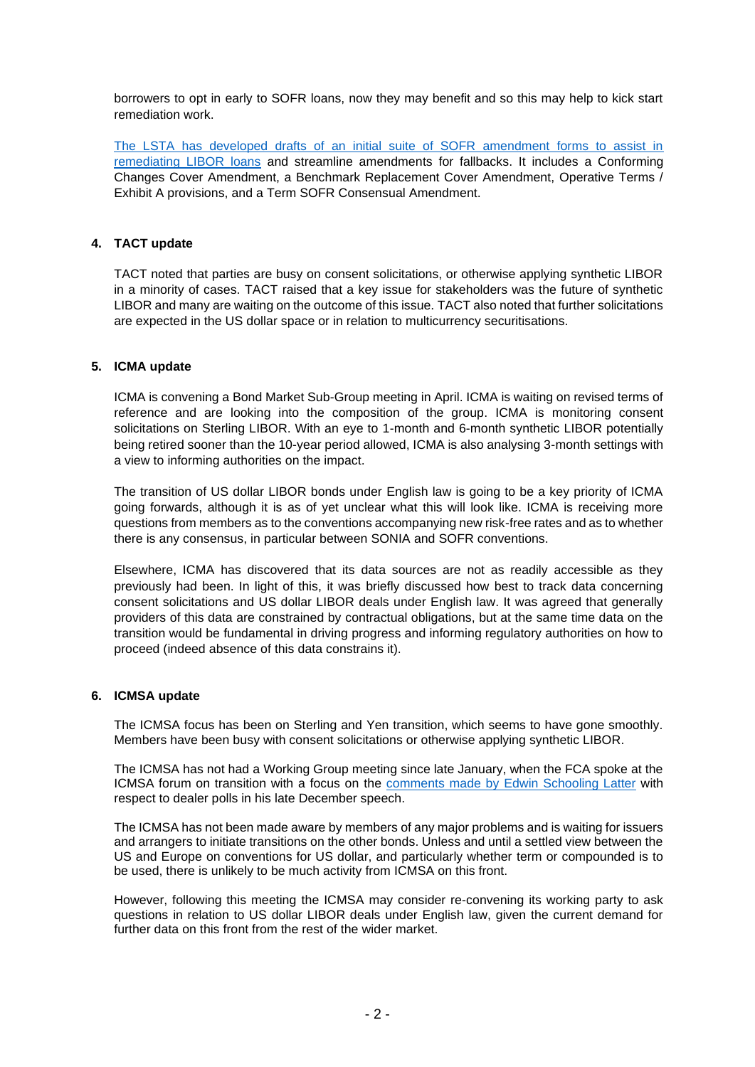borrowers to opt in early to SOFR loans, now they may benefit and so this may help to kick start remediation work.

[The LSTA has developed drafts of an initial suite of SOFR amendment forms to assist in remediating LIBOR loans] and streamline amendments for fallbacks. It includes a Conforming Changes Cover Amendment, a Benchmark Replacement Cover Amendment, Operative Terms / Exhibit A provisions, and a Term SOFR Consensual Amendment.

## 4. TACT update

TACT noted that parties are busy on consent solicitations, or otherwise applying synthetic LIBOR in a minority of cases. TACT raised that a key issue for stakeholders was the future of synthetic LIBOR and many are waiting on the outcome of this issue. TACT also noted that further solicitations are expected in the US dollar space or in relation to multicurrency securitisations.

## 5. ICMA update

ICMA is convening a Bond Market Sub-Group meeting in April. ICMA is waiting on revised terms of reference and are looking into the composition of the group. ICMA is monitoring consent solicitations on Sterling LIBOR. With an eye to 1-month and 6-month synthetic LIBOR potentially being retired sooner than the 10-year period allowed, ICMA is also analysing 3-month settings with a view to informing authorities on the impact.

The transition of US dollar LIBOR bonds under English law is going to be a key priority of ICMA going forwards, although it is as of yet unclear what this will look like. ICMA is receiving more questions from members as to the conventions accompanying new risk-free rates and as to whether there is any consensus, in particular between SONIA and SOFR conventions.

Elsewhere, ICMA has discovered that its data sources are not as readily accessible as they previously had been. In light of this, it was briefly discussed how best to track data concerning consent solicitations and US dollar LIBOR deals under English law. It was agreed that generally providers of this data are constrained by contractual obligations, but at the same time data on the transition would be fundamental in driving progress and informing regulatory authorities on how to proceed (indeed absence of this data constrains it).

## 6. ICMSA update

The ICMSA focus has been on Sterling and Yen transition, which seems to have gone smoothly. Members have been busy with consent solicitations or otherwise applying synthetic LIBOR.

The ICMSA has not had a Working Group meeting since late January, when the FCA spoke at the ICMSA forum on transition with a focus on the [comments made by Edwin Schooling Latter] with respect to dealer polls in his late December speech.

The ICMSA has not been made aware by members of any major problems and is waiting for issuers and arrangers to initiate transitions on the other bonds. Unless and until a settled view between the US and Europe on conventions for US dollar, and particularly whether term or compounded is to be used, there is unlikely to be much activity from ICMSA on this front.

However, following this meeting the ICMSA may consider re-convening its working party to ask questions in relation to US dollar LIBOR deals under English law, given the current demand for further data on this front from the rest of the wider market.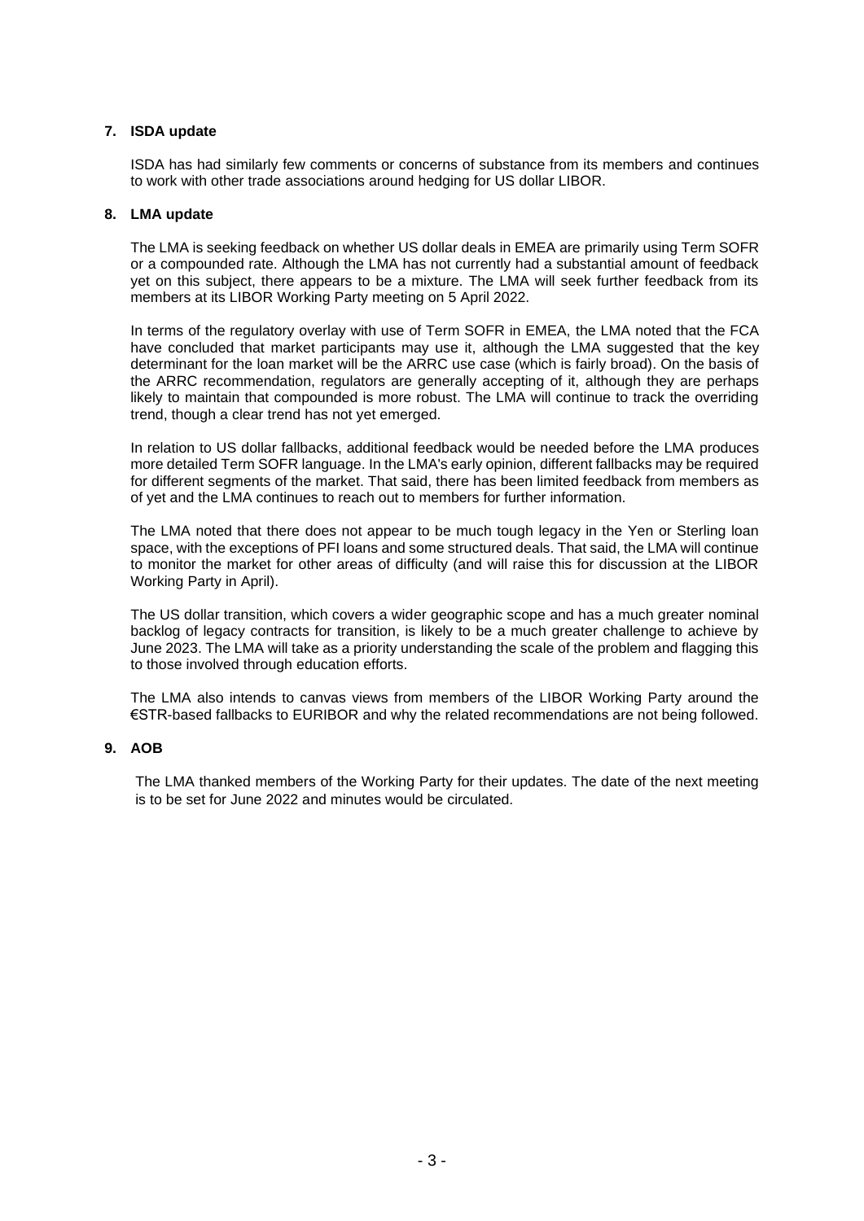## 7. ISDA update

ISDA has had similarly few comments or concerns of substance from its members and continues to work with other trade associations around hedging for US dollar LIBOR.

## 8. LMA update

The LMA is seeking feedback on whether US dollar deals in EMEA are primarily using Term SOFR or a compounded rate. Although the LMA has not currently had a substantial amount of feedback yet on this subject, there appears to be a mixture. The LMA will seek further feedback from its members at its LIBOR Working Party meeting on 5 April 2022.

In terms of the regulatory overlay with use of Term SOFR in EMEA, the LMA noted that the FCA have concluded that market participants may use it, although the LMA suggested that the key determinant for the loan market will be the ARRC use case (which is fairly broad). On the basis of the ARRC recommendation, regulators are generally accepting of it, although they are perhaps likely to maintain that compounded is more robust. The LMA will continue to track the overriding trend, though a clear trend has not yet emerged.

In relation to US dollar fallbacks, additional feedback would be needed before the LMA produces more detailed Term SOFR language. In the LMA's early opinion, different fallbacks may be required for different segments of the market. That said, there has been limited feedback from members as of yet and the LMA continues to reach out to members for further information.

The LMA noted that there does not appear to be much tough legacy in the Yen or Sterling loan space, with the exceptions of PFI loans and some structured deals. That said, the LMA will continue to monitor the market for other areas of difficulty (and will raise this for discussion at the LIBOR Working Party in April).

The US dollar transition, which covers a wider geographic scope and has a much greater nominal backlog of legacy contracts for transition, is likely to be a much greater challenge to achieve by June 2023. The LMA will take as a priority understanding the scale of the problem and flagging this to those involved through education efforts.

The LMA also intends to canvas views from members of the LIBOR Working Party around the €STR-based fallbacks to EURIBOR and why the related recommendations are not being followed.

## 9. AOB

The LMA thanked members of the Working Party for their updates. The date of the next meeting is to be set for June 2022 and minutes would be circulated.